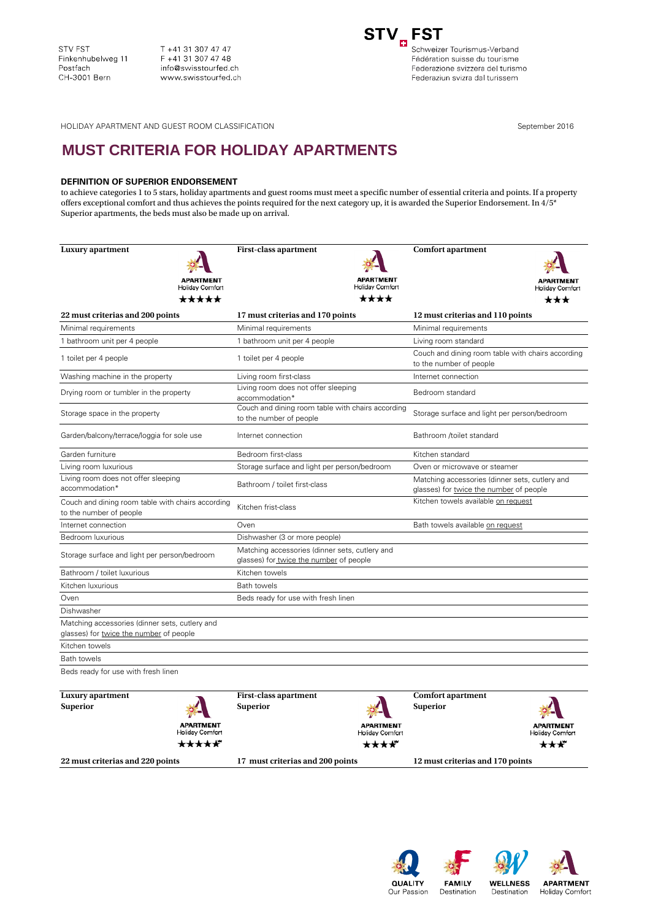STV FST
Finkenhubelweg 11
Postfach
CH-3001 Bern

T +41 31 307 47 47
F +41 31 307 47 48
info@swisstourfed.ch
www.swisstourfed.ch

**STV FST**
Schweizer Tourismus-Verband
Fédération suisse du tourisme
Federazione svizzera del turismo
Federaziun svizra dal turissem

HOLIDAY APARTMENT AND GUEST ROOM CLASSIFICATION

September 2016

# MUST CRITERIA FOR HOLIDAY APARTMENTS

### DEFINITION OF SUPERIOR ENDORSEMENT

to achieve categories 1 to 5 stars, holiday apartments and guest rooms must meet a specific number of essential criteria and points. If a property offers exceptional comfort and thus achieves the points required for the next category up, it is awarded the Superior Endorsement. In 4/5* Superior apartments, the beds must also be made up on arrival.

| Luxury apartment<br>APARTMENT Holiday Comfort ★★★★★ | First-class apartment<br>APARTMENT Holiday Comfort ★★★★ | Comfort apartment<br>APARTMENT Holiday Comfort ★★★ |
|---|---|---|
| **22 must criterias and 200 points** | **17 must criterias and 170 points** | **12 must criterias and 110 points** |
| Minimal requirements | Minimal requirements | Minimal requirements |
| 1 bathroom unit per 4 people | 1 bathroom unit per 4 people | Living room standard |
| 1 toilet per 4 people | 1 toilet per 4 people | Couch and dining room table with chairs according to the number of people |
| Washing machine in the property | Living room first-class | Internet connection |
| Drying room or tumbler in the property | Living room does not offer sleeping accommodation* | Bedroom standard |
| Storage space in the property | Couch and dining room table with chairs according to the number of people | Storage surface and light per person/bedroom |
| Garden/balcony/terrace/loggia for sole use | Internet connection | Bathroom /toilet standard |
| Garden furniture | Bedroom first-class | Kitchen standard |
| Living room luxurious | Storage surface and light per person/bedroom | Oven or microwave or steamer |
| Living room does not offer sleeping accommodation* | Bathroom / toilet first-class | Matching accessories (dinner sets, cutlery and glasses) for twice the number of people |
| Couch and dining room table with chairs according to the number of people | Kitchen frist-class | Kitchen towels available on request |
| Internet connection | Oven | Bath towels available on request |
| Bedroom luxurious | Dishwasher (3 or more people) | |
| Storage surface and light per person/bedroom | Matching accessories (dinner sets, cutlery and glasses) for twice the number of people | |
| Bathroom / toilet luxurious | Kitchen towels | |
| Kitchen luxurious | Bath towels | |
| Oven | Beds ready for use with fresh linen | |
| Dishwasher | | |
| Matching accessories (dinner sets, cutlery and glasses) for twice the number of people | | |
| Kitchen towels | | |
| Bath towels | | |
| Beds ready for use with fresh linen | | |

| Luxury apartment Superior<br>APARTMENT Holiday Comfort ★★★★★S | First-class apartment Superior<br>APARTMENT Holiday Comfort ★★★★S | Comfort apartment Superior<br>APARTMENT Holiday Comfort ★★★S |
|---|---|---|
| **22 must criterias and 220 points** | **17 must criterias and 200 points** | **12 must criterias and 170 points** |

QUALITY Our Passion | FAMILY Destination | WELLNESS Destination | APARTMENT Holiday Comfort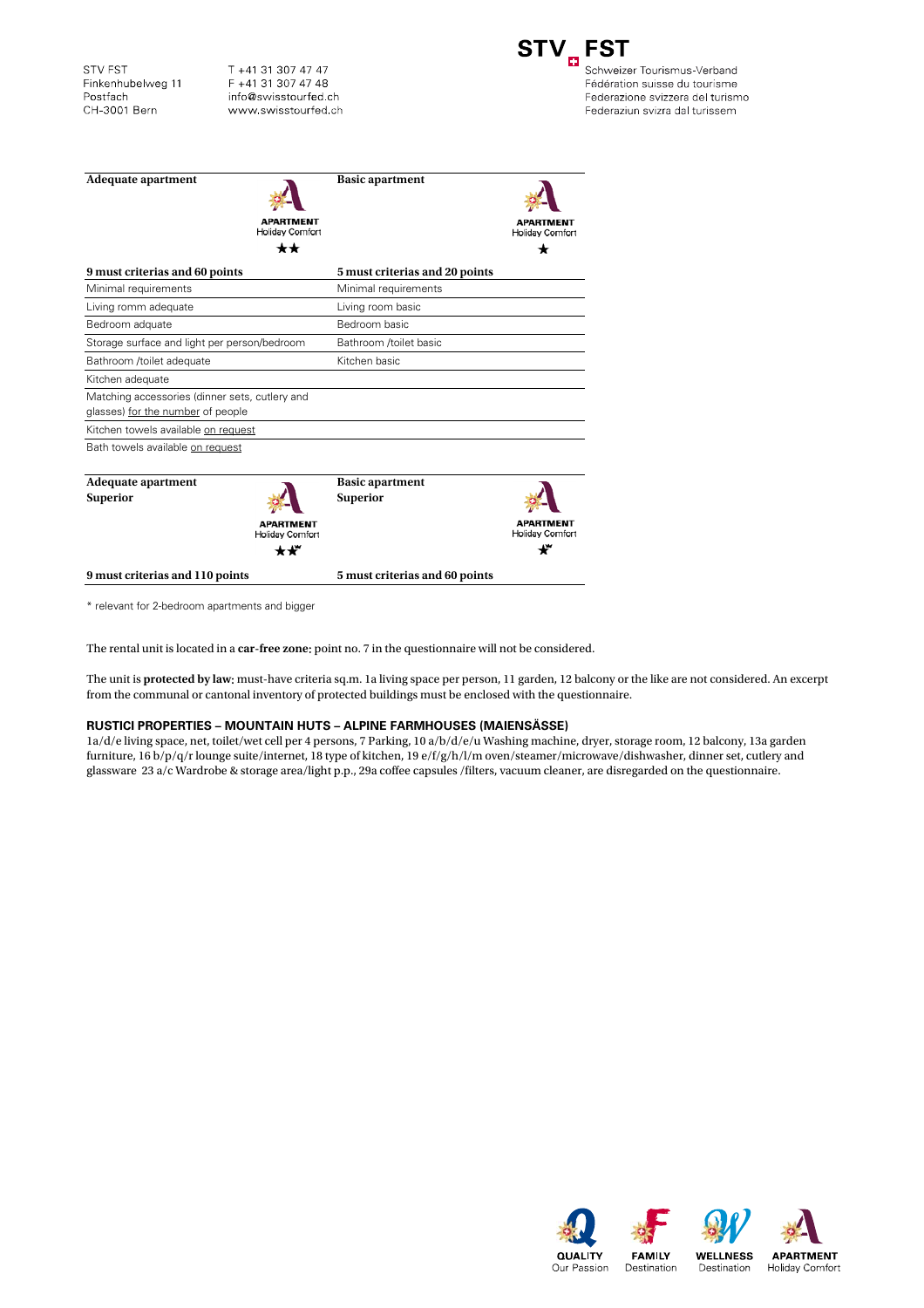| Adequate apartment APARTMENT Holiday Comfort ★★ | Basic apartment APARTMENT Holiday Comfort ★ |
|---|---|
| **9 must criterias and 60 points** | **5 must criterias and 20 points** |
| Minimal requirements | Minimal requirements |
| Living romm adequate | Living room basic |
| Bedroom adquate | Bedroom basic |
| Storage surface and light per person/bedroom | Bathroom /toilet basic |
| Bathroom /toilet adequate | Kitchen basic |
| Kitchen adequate | |
| Matching accessories (dinner sets, cutlery and glasses) for the number of people | |
| Kitchen towels available on request | |
| Bath towels available on request | |

| Adequate apartment Superior APARTMENT Holiday Comfort ★★ | Basic apartment Superior APARTMENT Holiday Comfort ★ |
|---|---|
| **9 must criterias and 110 points** | **5 must criterias and 60 points** |

\* relevant for 2-bedroom apartments and bigger

The rental unit is located in a **car-free zone:** point no. 7 in the questionnaire will not be considered.

The unit is **protected by law:** must-have criteria sq.m. 1a living space per person, 11 garden, 12 balcony or the like are not considered. An excerpt from the communal or cantonal inventory of protected buildings must be enclosed with the questionnaire.

### RUSTICI PROPERTIES – MOUNTAIN HUTS – ALPINE FARMHOUSES (MAIENSÄSSE)

1a/d/e living space, net, toilet/wet cell per 4 persons, 7 Parking, 10 a/b/d/e/u Washing machine, dryer, storage room, 12 balcony, 13a garden furniture, 16 b/p/q/r lounge suite/internet, 18 type of kitchen, 19 e/f/g/h/l/m oven/steamer/microwave/dishwasher, dinner set, cutlery and glassware 23 a/c Wardrobe & storage area/light p.p., 29a coffee capsules /filters, vacuum cleaner, are disregarded on the questionnaire.